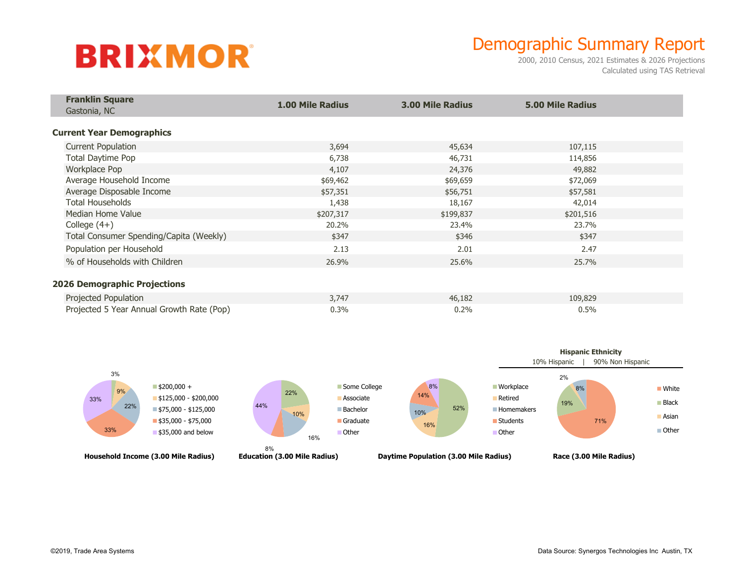**BRIXMOR**

# Demographic Summary Report

2000, 2010 Census, 2021 Estimates & 2026 Projections
Calculated using TAS Retrieval

| **Franklin Square** Gastonia, NC | **1.00 Mile Radius** | **3.00 Mile Radius** | **5.00 Mile Radius** |
|---|---|---|---|
| **Current Year Demographics** | | | |
| Current Population | 3,694 | 45,634 | 107,115 |
| Total Daytime Pop | 6,738 | 46,731 | 114,856 |
| Workplace Pop | 4,107 | 24,376 | 49,882 |
| Average Household Income | $69,462 | $69,659 | $72,069 |
| Average Disposable Income | $57,351 | $56,751 | $57,581 |
| Total Households | 1,438 | 18,167 | 42,014 |
| Median Home Value | $207,317 | $199,837 | $201,516 |
| College (4+) | 20.2% | 23.4% | 23.7% |
| Total Consumer Spending/Capita (Weekly) | $347 | $346 | $347 |
| Population per Household | 2.13 | 2.01 | 2.47 |
| % of Households with Children | 26.9% | 25.6% | 25.7% |
| **2026 Demographic Projections** | | | |
| Projected Population | 3,747 | 46,182 | 109,829 |
| Projected 5 Year Annual Growth Rate (Pop) | 0.3% | 0.2% | 0.5% |

**Household Income (3.00 Mile Radius)**

| Category | % |
|---|---|
| $200,000 + | 3% |
| $125,000 - $200,000 | 9% |
| $75,000 - $125,000 | 22% |
| $35,000 - $75,000 | 33% |
| $35,000 and below | 33% |

**Education (3.00 Mile Radius)**

| Category | % |
|---|---|
| Some College | 22% |
| Associate | 10% |
| Bachelor | 16% |
| Graduate | 8% |
| Other | 44% |

**Daytime Population (3.00 Mile Radius)**

| Category | % |
|---|---|
| Workplace | 52% |
| Retired | 16% |
| Homemakers | 10% |
| Students | 14% |
| Other | 8% |

**Race (3.00 Mile Radius)**

**Hispanic Ethnicity**
10% Hispanic | 90% Non Hispanic

| Category | % |
|---|---|
| White | 71% |
| Black | 19% |
| Asian | 2% |
| Other | 8% |

©2019, Trade Area Systems

Data Source: Synergos Technologies Inc Austin, TX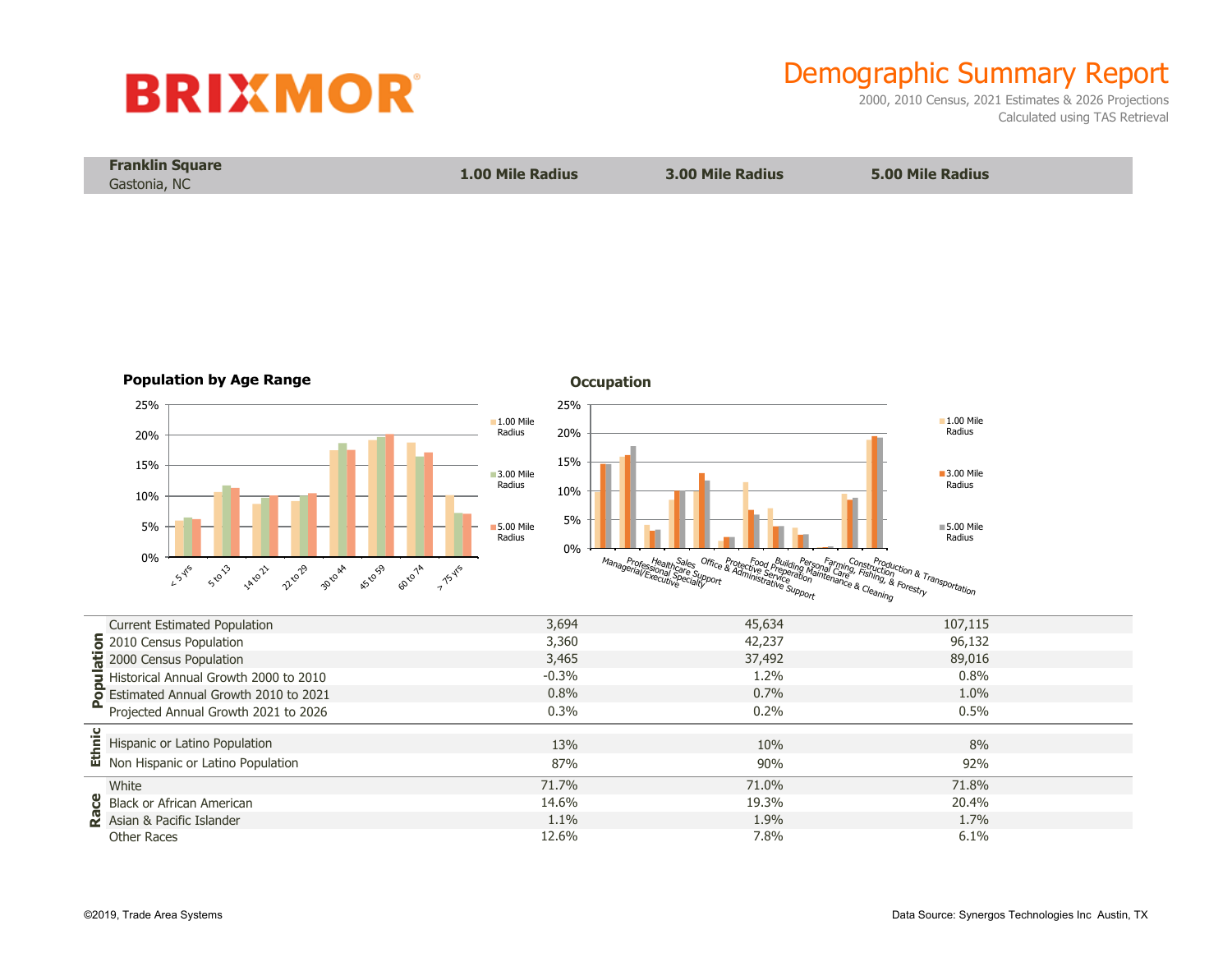# BRIXMOR

## Demographic Summary Report

2000, 2010 Census, 2021 Estimates & 2026 Projections
Calculated using TAS Retrieval

| Franklin Square Gastonia, NC | 1.00 Mile Radius | 3.00 Mile Radius | 5.00 Mile Radius |
|---|---|---|---|

### Population by Age Range

25%
20%
15%
10%
5%
0%

< 5 yrs, 5 to 13, 14 to 21, 22 to 29, 30 to 44, 45 to 59, 60 to 74, > 75 yrs

1.00 Mile Radius
3.00 Mile Radius
5.00 Mile Radius

### Occupation

25%
20%
15%
10%
5%
0%

Managerial/Executive, Professional Specialty, Healthcare Support, Sales, Office & Administrative Support, Protective Service, Food Preperation, Building Maintenance & Cleaning, Personal Care, Farming, Fishing, & Forestry, Construction, Production & Transportation

1.00 Mile Radius
3.00 Mile Radius
5.00 Mile Radius

| | | 1.00 Mile Radius | 3.00 Mile Radius | 5.00 Mile Radius |
|---|---|---|---|---|
| Population | Current Estimated Population | 3,694 | 45,634 | 107,115 |
| | 2010 Census Population | 3,360 | 42,237 | 96,132 |
| | 2000 Census Population | 3,465 | 37,492 | 89,016 |
| | Historical Annual Growth 2000 to 2010 | -0.3% | 1.2% | 0.8% |
| | Estimated Annual Growth 2010 to 2021 | 0.8% | 0.7% | 1.0% |
| | Projected Annual Growth 2021 to 2026 | 0.3% | 0.2% | 0.5% |
| Ethnic | Hispanic or Latino Population | 13% | 10% | 8% |
| | Non Hispanic or Latino Population | 87% | 90% | 92% |
| Race | White | 71.7% | 71.0% | 71.8% |
| | Black or African American | 14.6% | 19.3% | 20.4% |
| | Asian & Pacific Islander | 1.1% | 1.9% | 1.7% |
| | Other Races | 12.6% | 7.8% | 6.1% |

©2019, Trade Area Systems

Data Source: Synergos Technologies Inc Austin, TX